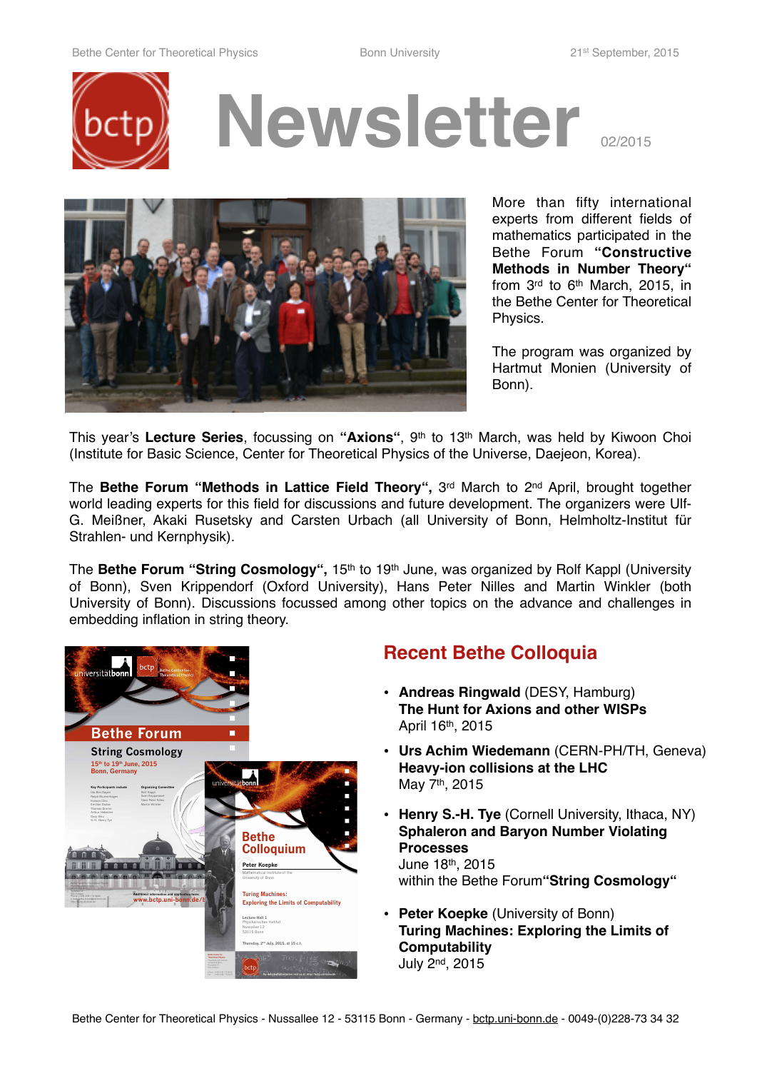# Newsletter

02/2015

More than fifty international experts from different fields of mathematics participated in the Bethe Forum **"Constructive Methods in Number Theory"** from 3rd to 6th March, 2015, in the Bethe Center for Theoretical Physics.

The program was organized by Hartmut Monien (University of Bonn).

This year's **Lecture Series**, focussing on **"Axions"**, 9th to 13th March, was held by Kiwoon Choi (Institute for Basic Science, Center for Theoretical Physics of the Universe, Daejeon, Korea).

The **Bethe Forum "Methods in Lattice Field Theory",** 3rd March to 2nd April, brought together world leading experts for this field for discussions and future development. The organizers were Ulf-G. Meißner, Akaki Rusetsky and Carsten Urbach (all University of Bonn, Helmholtz-Institut für Strahlen- und Kernphysik).

The **Bethe Forum "String Cosmology",** 15th to 19th June, was organized by Rolf Kappl (University of Bonn), Sven Krippendorf (Oxford University), Hans Peter Nilles and Martin Winkler (both University of Bonn). Discussions focussed among other topics on the advance and challenges in embedding inflation in string theory.

## Recent Bethe Colloquia

- **Andreas Ringwald** (DESY, Hamburg)
  **The Hunt for Axions and other WISPs**
  April 16th, 2015
- **Urs Achim Wiedemann** (CERN-PH/TH, Geneva)
  **Heavy-ion collisions at the LHC**
  May 7th, 2015
- **Henry S.-H. Tye** (Cornell University, Ithaca, NY)
  **Sphaleron and Baryon Number Violating Processes**
  June 18th, 2015
  within the Bethe Forum **"String Cosmology"**
- **Peter Koepke** (University of Bonn)
  **Turing Machines: Exploring the Limits of Computability**
  July 2nd, 2015

Bethe Center for Theoretical Physics - Nussallee 12 - 53115 Bonn - Germany - bctp.uni-bonn.de - 0049-(0)228-73 34 32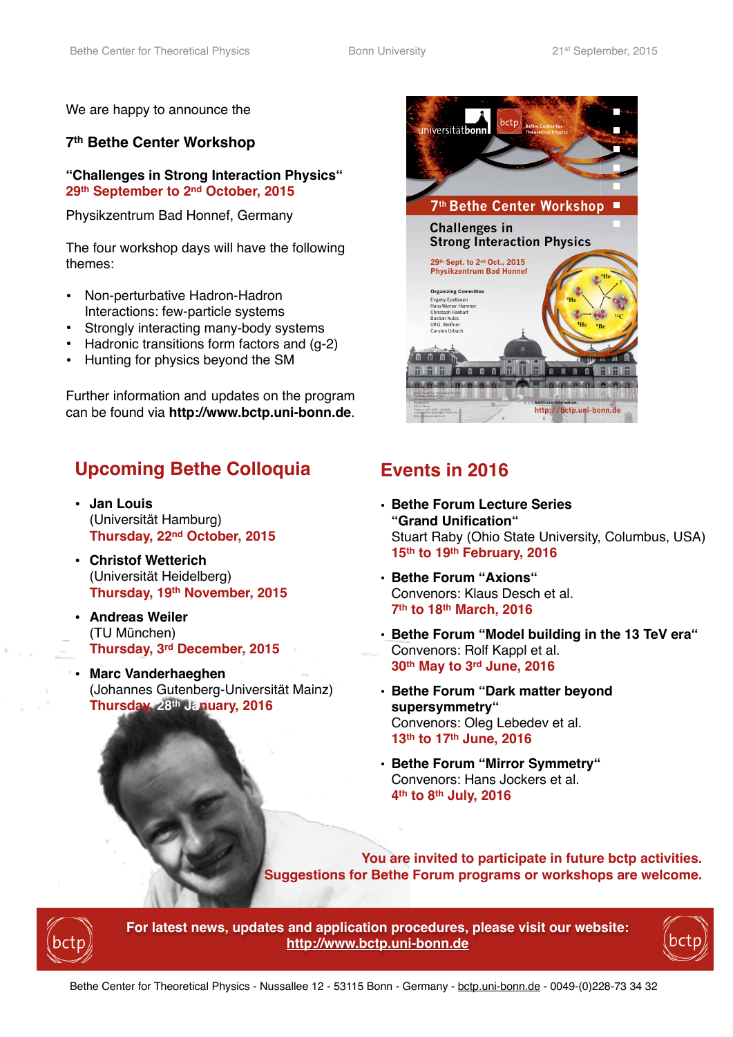We are happy to announce the

**7th Bethe Center Workshop**

**"Challenges in Strong Interaction Physics"**
**29th September to 2nd October, 2015**

Physikzentrum Bad Honnef, Germany

The four workshop days will have the following themes:

- Non-perturbative Hadron-Hadron Interactions: few-particle systems
- Strongly interacting many-body systems
- Hadronic transitions form factors and (g-2)
- Hunting for physics beyond the SM

Further information and updates on the program can be found via **http://www.bctp.uni-bonn.de**.

## Upcoming Bethe Colloquia

- **Jan Louis**
  (Universität Hamburg)
  **Thursday, 22nd October, 2015**
- **Christof Wetterich**
  (Universität Heidelberg)
  **Thursday, 19th November, 2015**
- **Andreas Weiler**
  (TU München)
  **Thursday, 3rd December, 2015**
- **Marc Vanderhaeghen**
  (Johannes Gutenberg-Universität Mainz)
  **Thursday, 28th January, 2016**

## Events in 2016

- **Bethe Forum Lecture Series "Grand Unification"**
  Stuart Raby (Ohio State University, Columbus, USA)
  **15th to 19th February, 2016**
- **Bethe Forum "Axions"**
  Convenors: Klaus Desch et al.
  **7th to 18th March, 2016**
- **Bethe Forum "Model building in the 13 TeV era"**
  Convenors: Rolf Kappl et al.
  **30th May to 3rd June, 2016**
- **Bethe Forum "Dark matter beyond supersymmetry"**
  Convenors: Oleg Lebedev et al.
  **13th to 17th June, 2016**
- **Bethe Forum "Mirror Symmetry"**
  Convenors: Hans Jockers et al.
  **4th to 8th July, 2016**

**You are invited to participate in future bctp activities. Suggestions for Bethe Forum programs or workshops are welcome.**

**For latest news, updates and application procedures, please visit our website: http://www.bctp.uni-bonn.de**

Bethe Center for Theoretical Physics - Nussallee 12 - 53115 Bonn - Germany - bctp.uni-bonn.de - 0049-(0)228-73 34 32